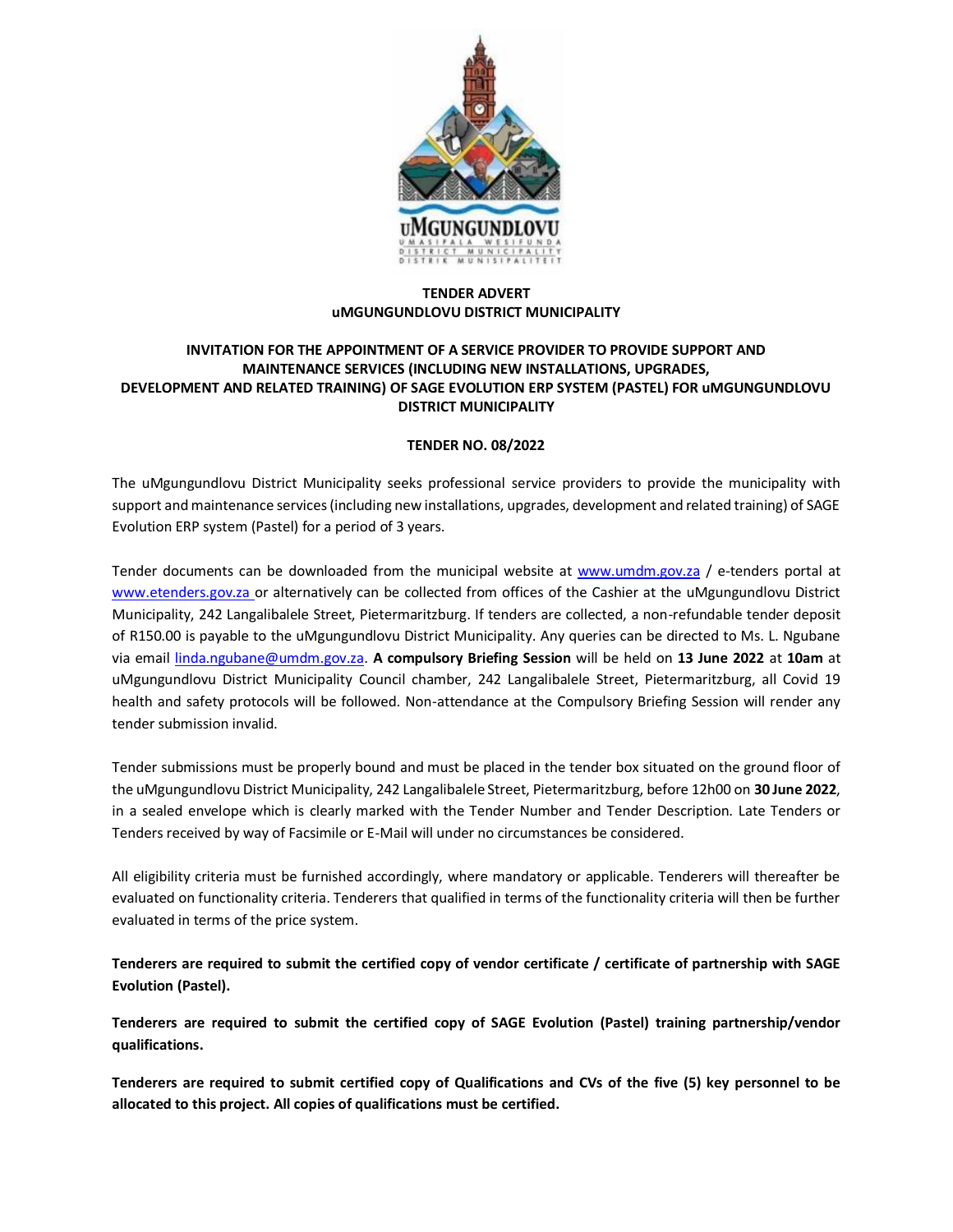**TENDER ADVERT**
**uMGUNGUNDLOVU DISTRICT MUNICIPALITY**

**INVITATION FOR THE APPOINTMENT OF A SERVICE PROVIDER TO PROVIDE SUPPORT AND MAINTENANCE SERVICES (INCLUDING NEW INSTALLATIONS, UPGRADES, DEVELOPMENT AND RELATED TRAINING) OF SAGE EVOLUTION ERP SYSTEM (PASTEL) FOR uMGUNGUNDLOVU DISTRICT MUNICIPALITY**

**TENDER NO. 08/2022**

The uMgungundlovu District Municipality seeks professional service providers to provide the municipality with support and maintenance services (including new installations, upgrades, development and related training) of SAGE Evolution ERP system (Pastel) for a period of 3 years.

Tender documents can be downloaded from the municipal website at www.umdm.gov.za / e-tenders portal at www.etenders.gov.za or alternatively can be collected from offices of the Cashier at the uMgungundlovu District Municipality, 242 Langalibalele Street, Pietermaritzburg. If tenders are collected, a non-refundable tender deposit of R150.00 is payable to the uMgungundlovu District Municipality. Any queries can be directed to Ms. L. Ngubane via email linda.ngubane@umdm.gov.za. **A compulsory Briefing Session** will be held on **13 June 2022** at **10am** at uMgungundlovu District Municipality Council chamber, 242 Langalibalele Street, Pietermaritzburg, all Covid 19 health and safety protocols will be followed. Non-attendance at the Compulsory Briefing Session will render any tender submission invalid.

Tender submissions must be properly bound and must be placed in the tender box situated on the ground floor of the uMgungundlovu District Municipality, 242 Langalibalele Street, Pietermaritzburg, before 12h00 on **30 June 2022**, in a sealed envelope which is clearly marked with the Tender Number and Tender Description. Late Tenders or Tenders received by way of Facsimile or E-Mail will under no circumstances be considered.

All eligibility criteria must be furnished accordingly, where mandatory or applicable. Tenderers will thereafter be evaluated on functionality criteria. Tenderers that qualified in terms of the functionality criteria will then be further evaluated in terms of the price system.

**Tenderers are required to submit the certified copy of vendor certificate / certificate of partnership with SAGE Evolution (Pastel).**

**Tenderers are required to submit the certified copy of SAGE Evolution (Pastel) training partnership/vendor qualifications.**

**Tenderers are required to submit certified copy of Qualifications and CVs of the five (5) key personnel to be allocated to this project. All copies of qualifications must be certified.**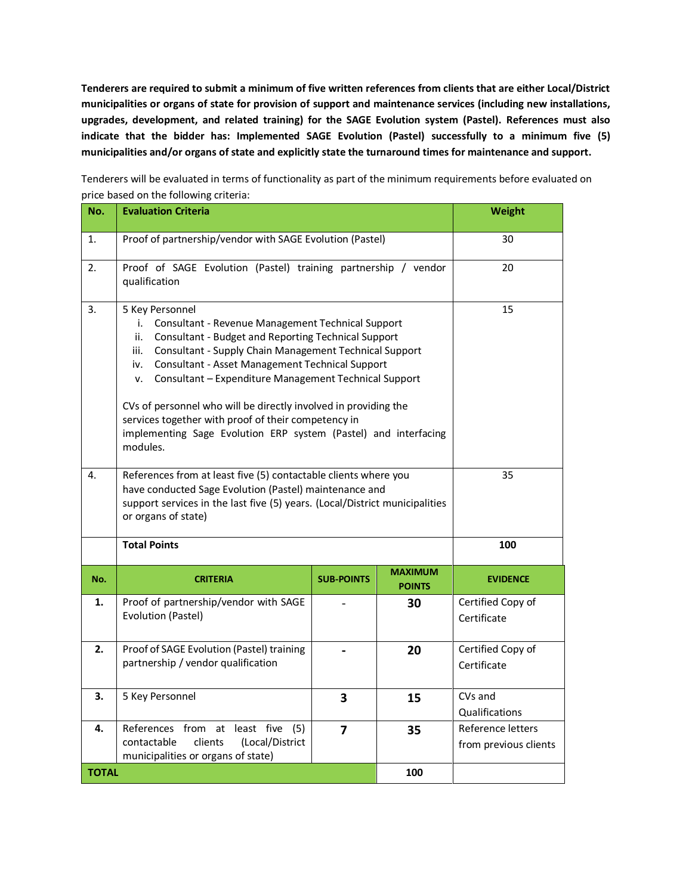**Tenderers are required to submit a minimum of five written references from clients that are either Local/District municipalities or organs of state for provision of support and maintenance services (including new installations, upgrades, development, and related training) for the SAGE Evolution system (Pastel). References must also indicate that the bidder has: Implemented SAGE Evolution (Pastel) successfully to a minimum five (5) municipalities and/or organs of state and explicitly state the turnaround times for maintenance and support.**

Tenderers will be evaluated in terms of functionality as part of the minimum requirements before evaluated on price based on the following criteria:

| No. | Evaluation Criteria | Weight |
|---|---|---|
| 1. | Proof of partnership/vendor with SAGE Evolution (Pastel) | 30 |
| 2. | Proof of SAGE Evolution (Pastel) training partnership / vendor qualification | 20 |
| 3. | 5 Key Personnel<br>i. Consultant - Revenue Management Technical Support<br>ii. Consultant - Budget and Reporting Technical Support<br>iii. Consultant - Supply Chain Management Technical Support<br>iv. Consultant - Asset Management Technical Support<br>v. Consultant – Expenditure Management Technical Support<br><br>CVs of personnel who will be directly involved in providing the services together with proof of their competency in implementing Sage Evolution ERP system (Pastel) and interfacing modules. | 15 |
| 4. | References from at least five (5) contactable clients where you have conducted Sage Evolution (Pastel) maintenance and support services in the last five (5) years. (Local/District municipalities or organs of state) | 35 |
| | **Total Points** | **100** |

| No. | CRITERIA | SUB-POINTS | MAXIMUM POINTS | EVIDENCE |
|---|---|---|---|---|
| **1.** | Proof of partnership/vendor with SAGE Evolution (Pastel) | - | **30** | Certified Copy of Certificate |
| **2.** | Proof of SAGE Evolution (Pastel) training partnership / vendor qualification | **-** | **20** | Certified Copy of Certificate |
| **3.** | 5 Key Personnel | **3** | **15** | CVs and Qualifications |
| **4.** | References from at least five (5) contactable clients (Local/District municipalities or organs of state) | **7** | **35** | Reference letters from previous clients |
| **TOTAL** | | | **100** | |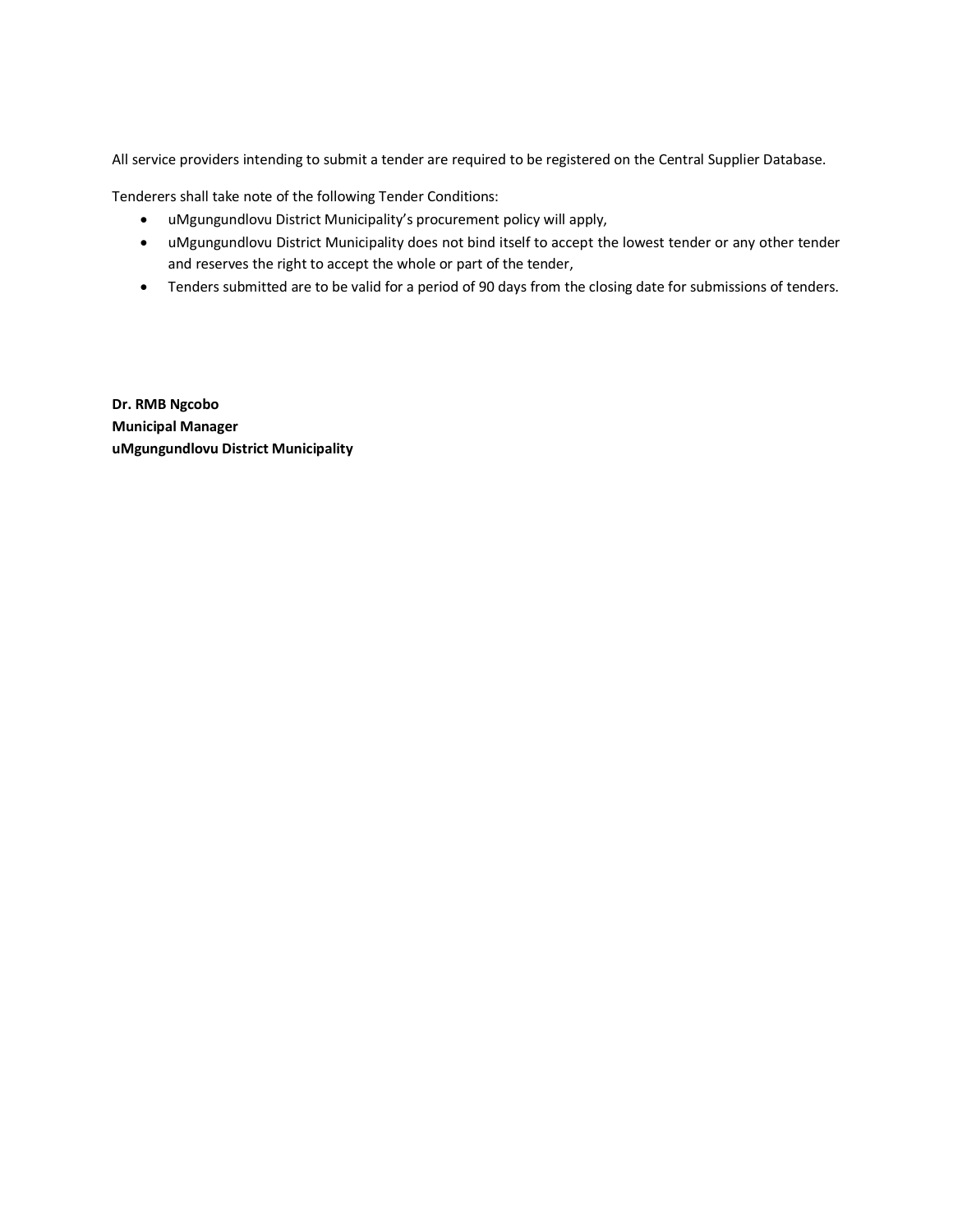All service providers intending to submit a tender are required to be registered on the Central Supplier Database.

Tenderers shall take note of the following Tender Conditions:

- uMgungundlovu District Municipality's procurement policy will apply,
- uMgungundlovu District Municipality does not bind itself to accept the lowest tender or any other tender and reserves the right to accept the whole or part of the tender,
- Tenders submitted are to be valid for a period of 90 days from the closing date for submissions of tenders.

**Dr. RMB Ngcobo**
**Municipal Manager**
**uMgungundlovu District Municipality**